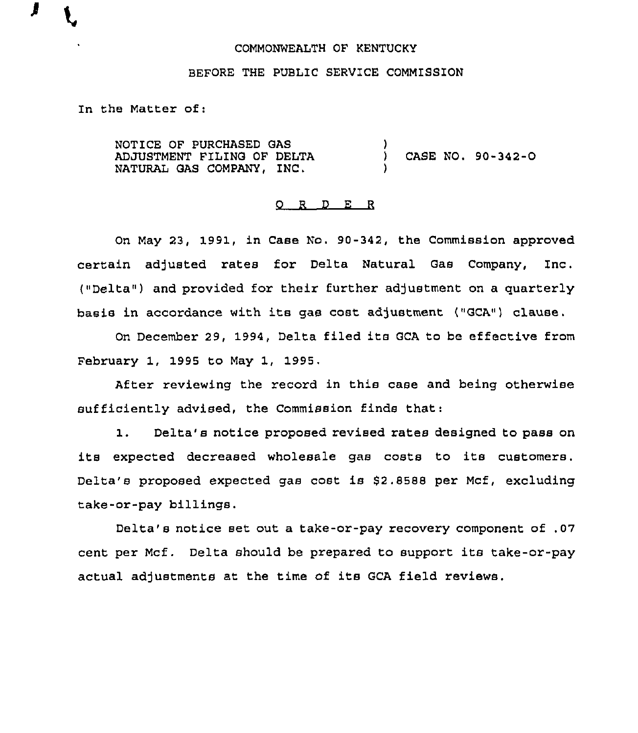COMMONWEALTH OF KENTUCKY

BEFORE THE PUBLIC SERVICE COMMISSION

In the Matter of:

| | | |
|---|---|---|
| NOTICE OF PURCHASED GAS ADJUSTMENT FILING OF DELTA NATURAL GAS COMPANY, INC. | ) | CASE NO. 90-342-O |

## O R D E R

On May 23, 1991, in Case No. 90-342, the Commission approved certain adjusted rates for Delta Natural Gas Company, Inc. ("Delta") and provided for their further adjustment on a quarterly basis in accordance with its gas cost adjustment ("GCA") clause.

On December 29, 1994, Delta filed its GCA to be effective from February 1, 1995 to May 1, 1995.

After reviewing the record in this case and being otherwise sufficiently advised, the Commission finds that:

1. Delta's notice proposed revised rates designed to pass on its expected decreased wholesale gas costs to its customers. Delta's proposed expected gas cost is $2.8588 per Mcf, excluding take-or-pay billings.

Delta's notice set out a take-or-pay recovery component of .07 cent per Mcf. Delta should be prepared to support its take-or-pay actual adjustments at the time of its GCA field reviews.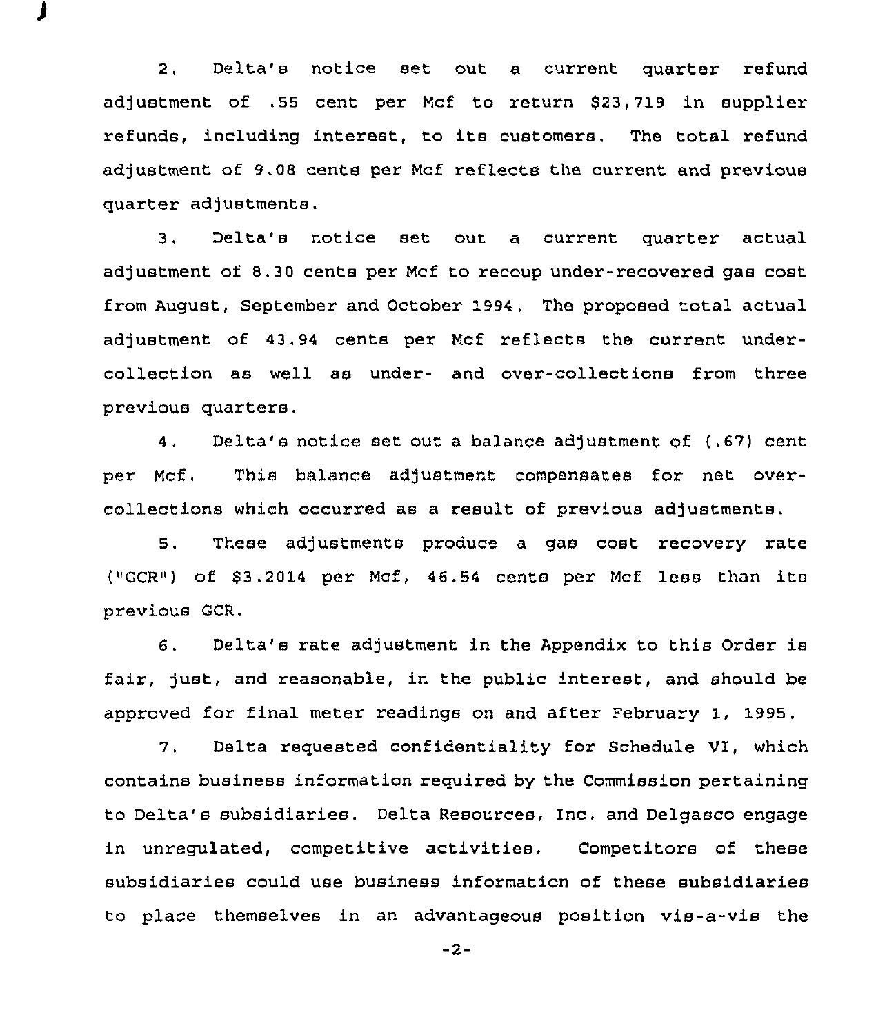2. Delta's notice set out a current quarter refund adjustment of .55 cent per Mcf to return $23,719 in supplier refunds, including interest, to its customers. The total refund adjustment of 9.08 cents per Mcf reflects the current and previous quarter adjustments.

3. Delta's notice set out a current quarter actual adjustment of 8.30 cents per Mcf to recoup under-recovered gas cost from August, September and October 1994. The proposed total actual adjustment of 43.94 cents per Mcf reflects the current under-collection as well as under- and over-collections from three previous quarters.

4. Delta's notice set out a balance adjustment of (.67) cent per Mcf. This balance adjustment compensates for net over-collections which occurred as a result of previous adjustments.

5. These adjustments produce a gas cost recovery rate ("GCR") of $3.2014 per Mcf, 46.54 cents per Mcf less than its previous GCR.

6. Delta's rate adjustment in the Appendix to this Order is fair, just, and reasonable, in the public interest, and should be approved for final meter readings on and after February 1, 1995.

7. Delta requested confidentiality for Schedule VI, which contains business information required by the Commission pertaining to Delta's subsidiaries. Delta Resources, Inc. and Delgasco engage in unregulated, competitive activities. Competitors of these subsidiaries could use business information of these subsidiaries to place themselves in an advantageous position vis-a-vis the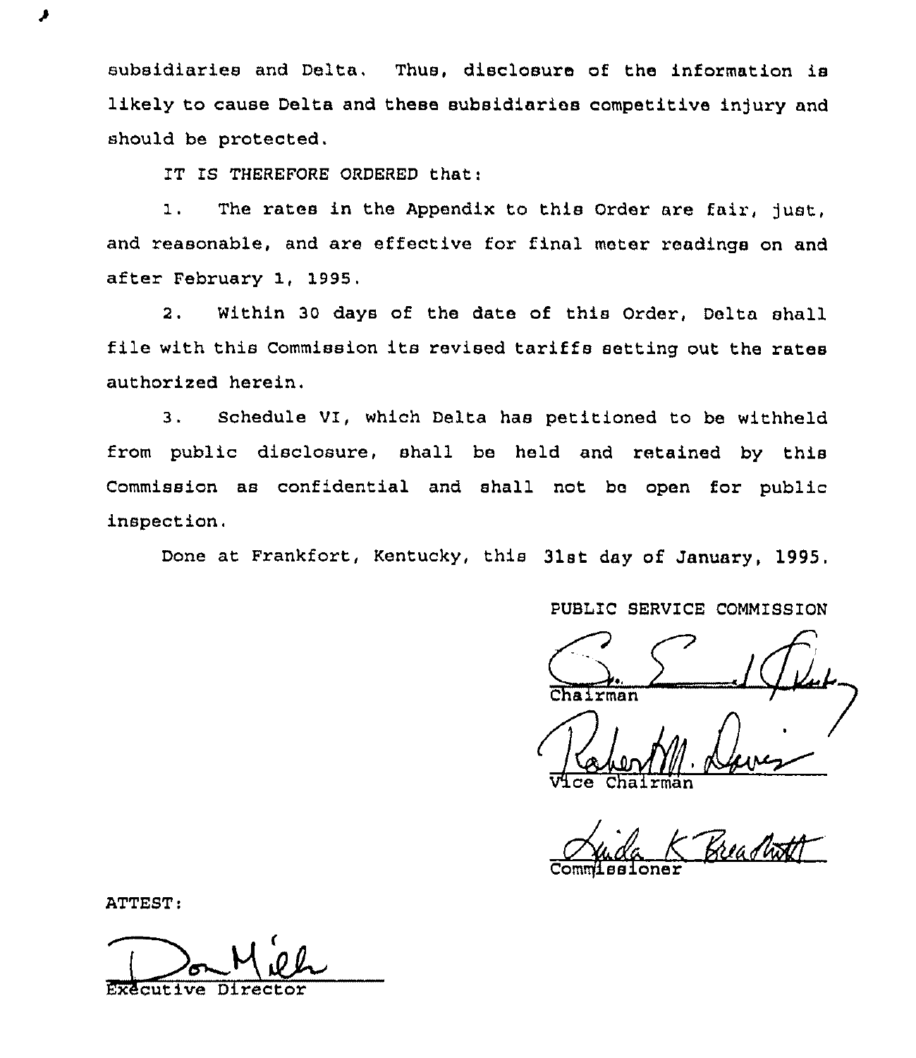subsidiaries and Delta. Thus, disclosure of the information is likely to cause Delta and these subsidiaries competitive injury and should be protected.

IT IS THEREFORE ORDERED that:

1. The rates in the Appendix to this Order are fair, just, and reasonable, and are effective for final meter readings on and after February 1, 1995.

2. Within 30 days of the date of this Order, Delta shall file with this Commission its revised tariffs setting out the rates authorized herein.

3. Schedule VI, which Delta has petitioned to be withheld from public disclosure, shall be held and retained by this Commission as confidential and shall not be open for public inspection.

Done at Frankfort, Kentucky, this 31st day of January, 1995.

PUBLIC SERVICE COMMISSION

Chairman

Vice Chairman

Commissioner

ATTEST:

Executive Director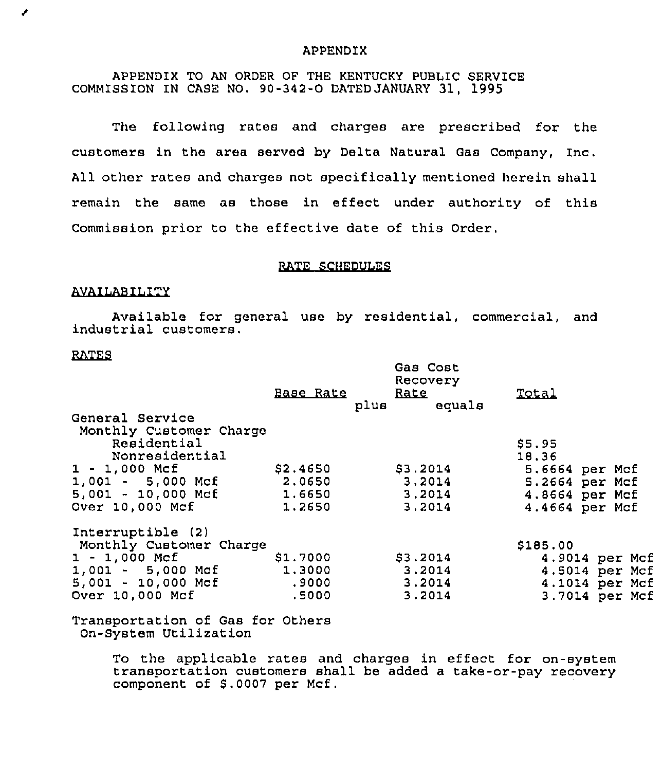APPENDIX

APPENDIX TO AN ORDER OF THE KENTUCKY PUBLIC SERVICE COMMISSION IN CASE NO. 90-342-O DATED JANUARY 31, 1995

The following rates and charges are prescribed for the customers in the area served by Delta Natural Gas Company, Inc. All other rates and charges not specifically mentioned herein shall remain the same as those in effect under authority of this Commission prior to the effective date of this Order.

## RATE SCHEDULES

AVAILABILITY

Available for general use by residential, commercial, and industrial customers.

RATES

| | Base Rate plus | Gas Cost Recovery Rate equals | Total |
|---|---|---|---|
| General Service | | | |
| Monthly Customer Charge | | | |
| Residential | | | $5.95 |
| Nonresidential | | | 18.36 |
| 1 - 1,000 Mcf | $2.4650 | $3.2014 | 5.6664 per Mcf |
| 1,001 - 5,000 Mcf | 2.0650 | 3.2014 | 5.2664 per Mcf |
| 5,001 - 10,000 Mcf | 1.6650 | 3.2014 | 4.8664 per Mcf |
| Over 10,000 Mcf | 1.2650 | 3.2014 | 4.4664 per Mcf |
| Interruptible (2) | | | |
| Monthly Customer Charge | | | $185.00 |
| 1 - 1,000 Mcf | $1.7000 | $3.2014 | 4.9014 per Mcf |
| 1,001 - 5,000 Mcf | 1.3000 | 3.2014 | 4.5014 per Mcf |
| 5,001 - 10,000 Mcf | .9000 | 3.2014 | 4.1014 per Mcf |
| Over 10,000 Mcf | .5000 | 3.2014 | 3.7014 per Mcf |

Transportation of Gas for Others
On-System Utilization

To the applicable rates and charges in effect for on-system transportation customers shall be added a take-or-pay recovery component of $.0007 per Mcf.